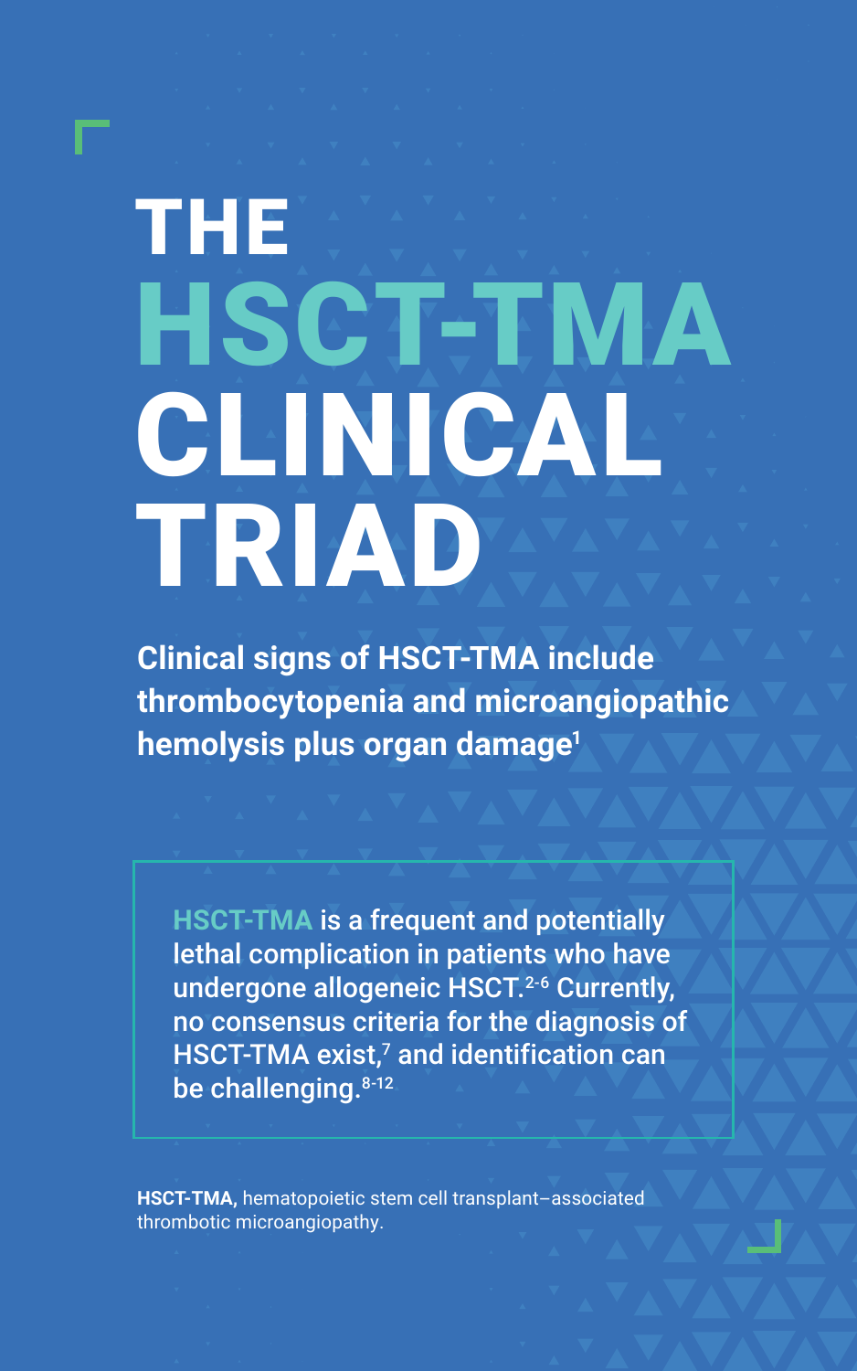# THE HSCT-TMA CLINICAL TRIAD

**Clinical signs of HSCT-TMA include thrombocytopenia and microangiopathic hemolysis plus organ damage[1]**

HSCT-TMA is a frequent and potentially lethal complication in patients who have undergone allogeneic HSCT.[2-6] Currently, no consensus criteria for the diagnosis of HSCT-TMA exist,[7] and identification can be challenging.[8-12]

**HSCT-TMA,** hematopoietic stem cell transplant–associated thrombotic microangiopathy.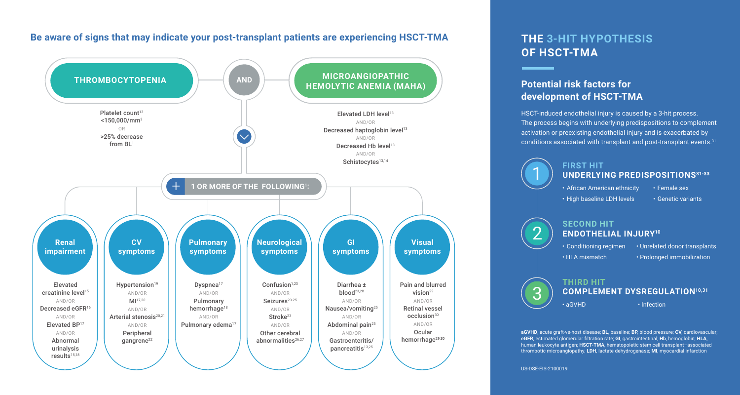## Be aware of signs that may indicate your post-transplant patients are experiencing HSCT-TMA

### THROMBOCYTOPENIA

Platelet count[13] <150,000/mm$^3$

OR

>25% decrease from BL[1]

### AND

### MICROANGIOPATHIC HEMOLYTIC ANEMIA (MAHA)

Elevated LDH level[13]

AND/OR

Decreased haptoglobin level[13]

AND/OR

Decreased Hb level[13]

AND/OR

Schistocytes[13,14]

### + 1 OR MORE OF THE FOLLOWING[1]:

**Renal impairment**

Elevated creatinine level[15]
AND/OR
Decreased eGFR[16]
AND/OR
Elevated BP[17]
AND/OR
Abnormal urinalysis results[15,18]

**CV symptoms**

Hypertension[19]
AND/OR
MI[17,20]
AND/OR
Arterial stenosis[20,21]
AND/OR
Peripheral gangrene[22]

**Pulmonary symptoms**

Dyspnea[17]
AND/OR
Pulmonary hemorrhage[18]
AND/OR
Pulmonary edema[17]

**Neurological symptoms**

Confusion[1,23]
AND/OR
Seizures[23-25]
AND/OR
Stroke[23]
AND/OR
Other cerebral abnormalities[26,27]

**GI symptoms**

Diarrhea ± blood[23,28]
AND/OR
Nausea/vomiting[25]
AND/OR
Abdominal pain[25]
AND/OR
Gastroenteritis/pancreatitis[13,25]

**Visual symptoms**

Pain and blurred vision[29]
AND/OR
Retinal vessel occlusion[30]
AND/OR
Ocular hemorrhage[29,30]

# THE 3-HIT HYPOTHESIS OF HSCT-TMA

## Potential risk factors for development of HSCT-TMA

HSCT-induced endothelial injury is caused by a 3-hit process. The process begins with underlying predispositions to complement activation or preexisting endothelial injury and is exacerbated by conditions associated with transplant and post-transplant events.[31]

### 1 FIRST HIT UNDERLYING PREDISPOSITIONS[31-33]

- African American ethnicity
- Female sex
- High baseline LDH levels
- Genetic variants

### 2 SECOND HIT ENDOTHELIAL INJURY[10]

- Conditioning regimen
- Unrelated donor transplants
- HLA mismatch
- Prolonged immobilization

### 3 THIRD HIT COMPLEMENT DYSREGULATION[10,31]

- aGVHD
- Infection

**aGVHD**, acute graft-vs-host disease; **BL**, baseline; **BP**, blood pressure; **CV**, cardiovascular; **eGFR**, estimated glomerular filtration rate; **GI**, gastrointestinal; **Hb**, hemoglobin; **HLA**, human leukocyte antigen; **HSCT-TMA**, hematopoietic stem cell transplant–associated thrombotic microangiopathy; **LDH**, lactate dehydrogenase; **MI**, myocardial infarction

US-DSE-EIS-2100019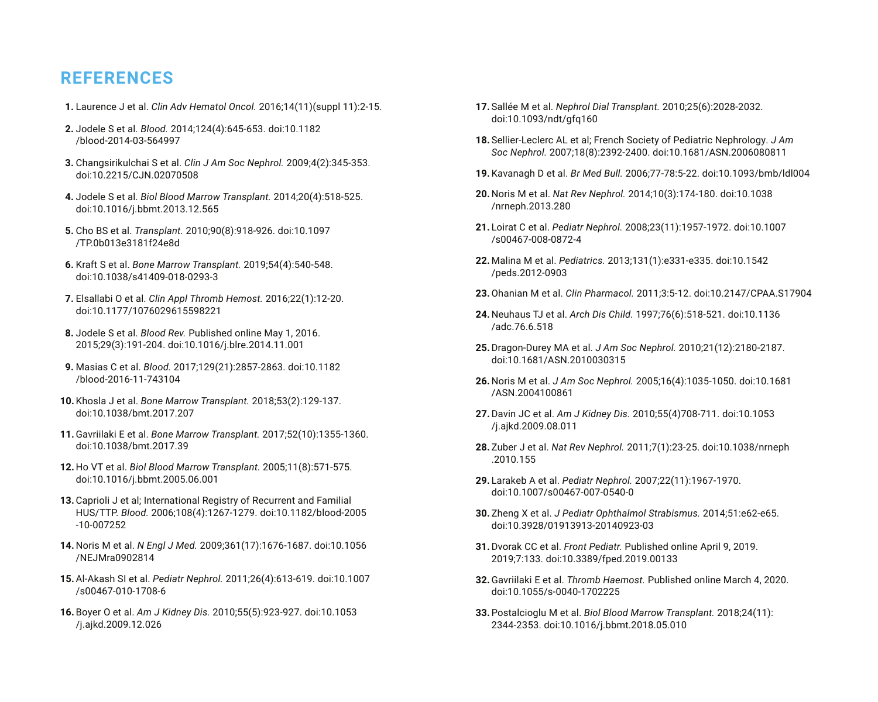## REFERENCES

1. Laurence J et al. *Clin Adv Hematol Oncol.* 2016;14(11)(suppl 11):2-15.
2. Jodele S et al. *Blood.* 2014;124(4):645-653. doi:10.1182/blood-2014-03-564997
3. Changsirikulchai S et al. *Clin J Am Soc Nephrol.* 2009;4(2):345-353. doi:10.2215/CJN.02070508
4. Jodele S et al. *Biol Blood Marrow Transplant.* 2014;20(4):518-525. doi:10.1016/j.bbmt.2013.12.565
5. Cho BS et al. *Transplant.* 2010;90(8):918-926. doi:10.1097/TP.0b013e3181f24e8d
6. Kraft S et al. *Bone Marrow Transplant.* 2019;54(4):540-548. doi:10.1038/s41409-018-0293-3
7. Elsallabi O et al. *Clin Appl Thromb Hemost.* 2016;22(1):12-20. doi:10.1177/1076029615598221
8. Jodele S et al. *Blood Rev.* Published online May 1, 2016. 2015;29(3):191-204. doi:10.1016/j.blre.2014.11.001
9. Masias C et al. *Blood.* 2017;129(21):2857-2863. doi:10.1182/blood-2016-11-743104
10. Khosla J et al. *Bone Marrow Transplant.* 2018;53(2):129-137. doi:10.1038/bmt.2017.207
11. Gavriilaki E et al. *Bone Marrow Transplant.* 2017;52(10):1355-1360. doi:10.1038/bmt.2017.39
12. Ho VT et al. *Biol Blood Marrow Transplant.* 2005;11(8):571-575. doi:10.1016/j.bbmt.2005.06.001
13. Caprioli J et al; International Registry of Recurrent and Familial HUS/TTP. *Blood.* 2006;108(4):1267-1279. doi:10.1182/blood-2005-10-007252
14. Noris M et al. *N Engl J Med.* 2009;361(17):1676-1687. doi:10.1056/NEJMra0902814
15. Al-Akash SI et al. *Pediatr Nephrol.* 2011;26(4):613-619. doi:10.1007/s00467-010-1708-6
16. Boyer O et al. *Am J Kidney Dis.* 2010;55(5):923-927. doi:10.1053/j.ajkd.2009.12.026
17. Sallée M et al. *Nephrol Dial Transplant.* 2010;25(6):2028-2032. doi:10.1093/ndt/gfq160
18. Sellier-Leclerc AL et al; French Society of Pediatric Nephrology. *J Am Soc Nephrol.* 2007;18(8):2392-2400. doi:10.1681/ASN.2006080811
19. Kavanagh D et al. *Br Med Bull.* 2006;77-78:5-22. doi:10.1093/bmb/ldl004
20. Noris M et al. *Nat Rev Nephrol.* 2014;10(3):174-180. doi:10.1038/nrneph.2013.280
21. Loirat C et al. *Pediatr Nephrol.* 2008;23(11):1957-1972. doi:10.1007/s00467-008-0872-4
22. Malina M et al. *Pediatrics.* 2013;131(1):e331-e335. doi:10.1542/peds.2012-0903
23. Ohanian M et al. *Clin Pharmacol.* 2011;3:5-12. doi:10.2147/CPAA.S17904
24. Neuhaus TJ et al. *Arch Dis Child.* 1997;76(6):518-521. doi:10.1136/adc.76.6.518
25. Dragon-Durey MA et al. *J Am Soc Nephrol.* 2010;21(12):2180-2187. doi:10.1681/ASN.2010030315
26. Noris M et al. *J Am Soc Nephrol.* 2005;16(4):1035-1050. doi:10.1681/ASN.2004100861
27. Davin JC et al. *Am J Kidney Dis.* 2010;55(4)708-711. doi:10.1053/j.ajkd.2009.08.011
28. Zuber J et al. *Nat Rev Nephrol.* 2011;7(1):23-25. doi:10.1038/nrneph.2010.155
29. Larakeb A et al. *Pediatr Nephrol.* 2007;22(11):1967-1970. doi:10.1007/s00467-007-0540-0
30. Zheng X et al. *J Pediatr Ophthalmol Strabismus.* 2014;51:e62-e65. doi:10.3928/01913913-20140923-03
31. Dvorak CC et al. *Front Pediatr.* Published online April 9, 2019. 2019;7:133. doi:10.3389/fped.2019.00133
32. Gavriilaki E et al. *Thromb Haemost.* Published online March 4, 2020. doi:10.1055/s-0040-1702225
33. Postalcioglu M et al. *Biol Blood Marrow Transplant.* 2018;24(11):2344-2353. doi:10.1016/j.bbmt.2018.05.010